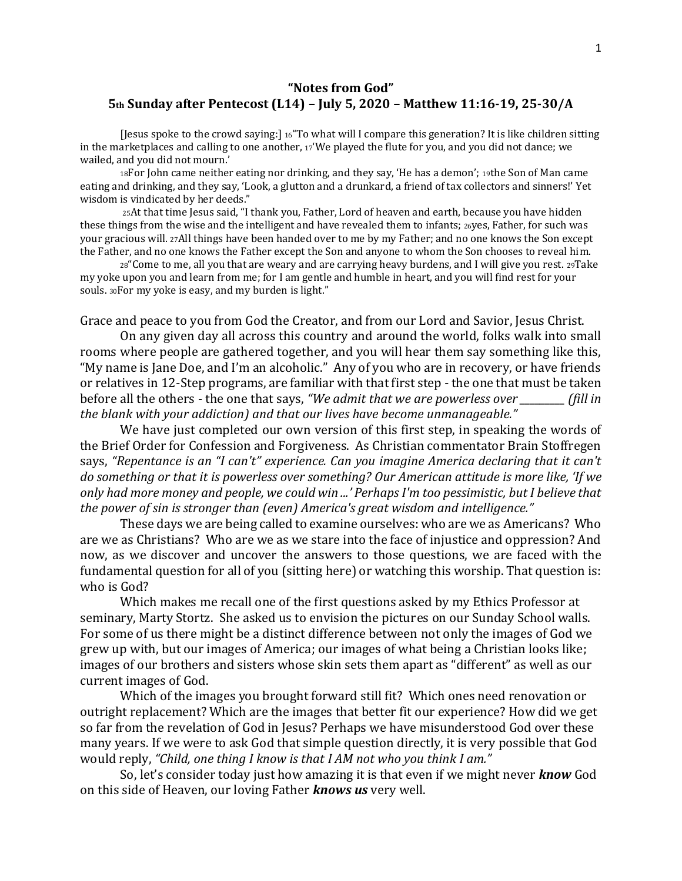## "Notes from God"

## 5th Sunday after Pentecost (L14) – July 5, 2020 – Matthew 11:16-19, 25-30/A

[Jesus spoke to the crowd saying:] 16"To what will I compare this generation? It is like children sitting in the marketplaces and calling to one another, 17'We played the flute for you, and you did not dance; we wailed, and you did not mourn.'

18For John came neither eating nor drinking, and they say, 'He has a demon'; 19the Son of Man came eating and drinking, and they say, 'Look, a glutton and a drunkard, a friend of tax collectors and sinners!' Yet wisdom is vindicated by her deeds."

25At that time Jesus said, "I thank you, Father, Lord of heaven and earth, because you have hidden these things from the wise and the intelligent and have revealed them to infants; 26yes, Father, for such was your gracious will. 27All things have been handed over to me by my Father; and no one knows the Son except the Father, and no one knows the Father except the Son and anyone to whom the Son chooses to reveal him.

28"Come to me, all you that are weary and are carrying heavy burdens, and I will give you rest. 29Take my yoke upon you and learn from me; for I am gentle and humble in heart, and you will find rest for your souls. 30For my yoke is easy, and my burden is light."

Grace and peace to you from God the Creator, and from our Lord and Savior, Jesus Christ.

On any given day all across this country and around the world, folks walk into small rooms where people are gathered together, and you will hear them say something like this, "My name is Jane Doe, and I'm an alcoholic." Any of you who are in recovery, or have friends or relatives in 12-Step programs, are familiar with that first step - the one that must be taken before all the others - the one that says, *"We admit that we are powerless over \_\_\_\_\_\_\_\_\_\_ (fill in the blank with your addiction) and that our lives have become unmanageable."*

We have just completed our own version of this first step, in speaking the words of the Brief Order for Confession and Forgiveness. As Christian commentator Brain Stoffregen says, *"Repentance is an "I can't" experience. Can you imagine America declaring that it can't do something or that it is powerless over something? Our American attitude is more like, 'If we only had more money and people, we could win ...' Perhaps I'm too pessimistic, but I believe that the power of sin is stronger than (even) America's great wisdom and intelligence."*

These days we are being called to examine ourselves: who are we as Americans? Who are we as Christians? Who are we as we stare into the face of injustice and oppression? And now, as we discover and uncover the answers to those questions, we are faced with the fundamental question for all of you (sitting here) or watching this worship. That question is: who is God?

Which makes me recall one of the first questions asked by my Ethics Professor at seminary, Marty Stortz. She asked us to envision the pictures on our Sunday School walls. For some of us there might be a distinct difference between not only the images of God we grew up with, but our images of America; our images of what being a Christian looks like; images of our brothers and sisters whose skin sets them apart as "different" as well as our current images of God.

Which of the images you brought forward still fit? Which ones need renovation or outright replacement? Which are the images that better fit our experience? How did we get so far from the revelation of God in Jesus? Perhaps we have misunderstood God over these many years. If we were to ask God that simple question directly, it is very possible that God would reply, *"Child, one thing I know is that I AM not who you think I am."*

So, let's consider today just how amazing it is that even if we might never ***know*** God on this side of Heaven, our loving Father ***knows us*** very well.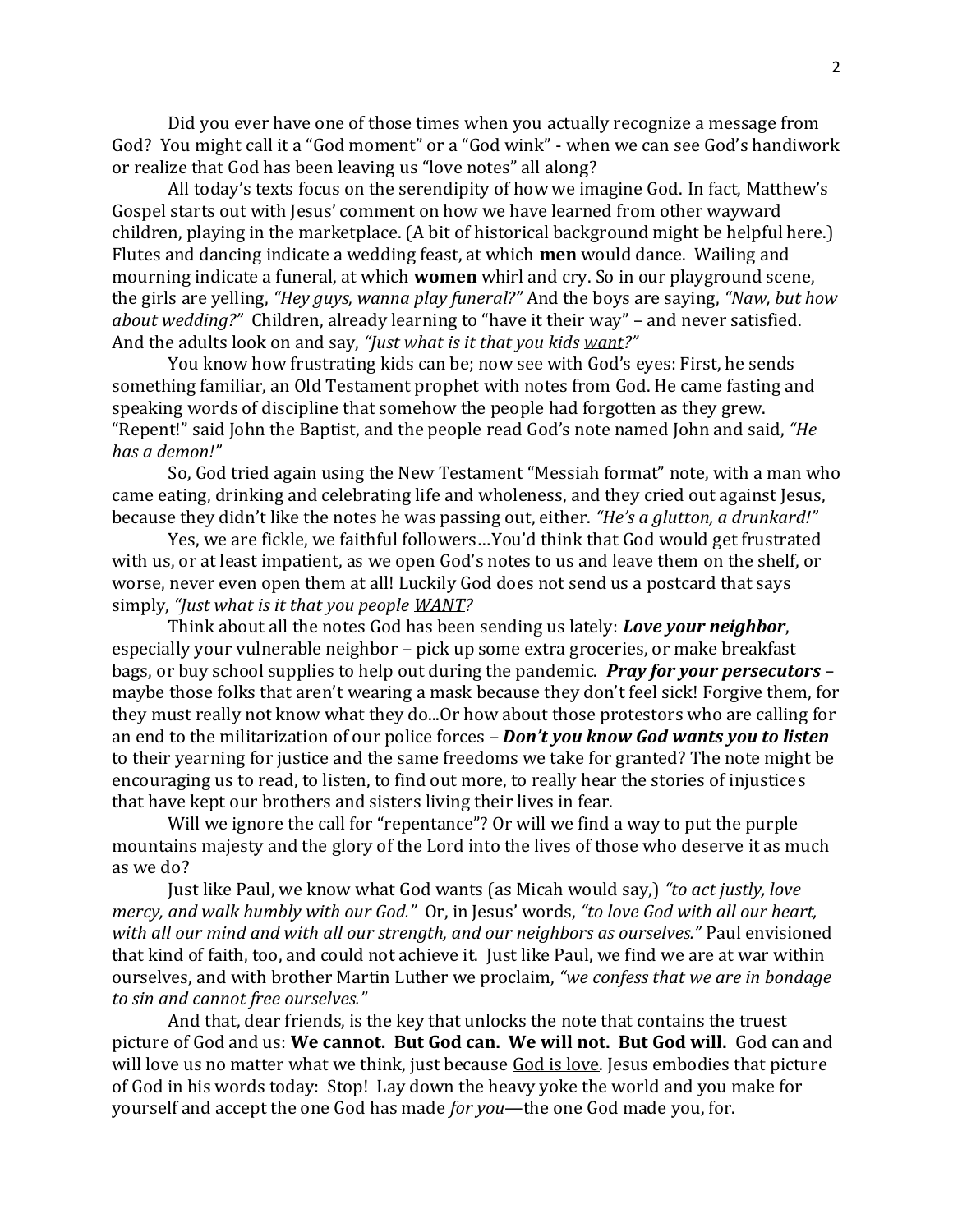Did you ever have one of those times when you actually recognize a message from God? You might call it a "God moment" or a "God wink" - when we can see God's handiwork or realize that God has been leaving us "love notes" all along?

All today's texts focus on the serendipity of how we imagine God. In fact, Matthew's Gospel starts out with Jesus' comment on how we have learned from other wayward children, playing in the marketplace. (A bit of historical background might be helpful here.) Flutes and dancing indicate a wedding feast, at which **men** would dance. Wailing and mourning indicate a funeral, at which **women** whirl and cry. So in our playground scene, the girls are yelling, *"Hey guys, wanna play funeral?"* And the boys are saying, *"Naw, but how about wedding?"* Children, already learning to "have it their way" – and never satisfied. And the adults look on and say, *"Just what is it that you kids <u>want</u>?"*

You know how frustrating kids can be; now see with God's eyes: First, he sends something familiar, an Old Testament prophet with notes from God. He came fasting and speaking words of discipline that somehow the people had forgotten as they grew. "Repent!" said John the Baptist, and the people read God's note named John and said, *"He has a demon!"*

So, God tried again using the New Testament "Messiah format" note, with a man who came eating, drinking and celebrating life and wholeness, and they cried out against Jesus, because they didn't like the notes he was passing out, either. *"He's a glutton, a drunkard!"*

Yes, we are fickle, we faithful followers…You'd think that God would get frustrated with us, or at least impatient, as we open God's notes to us and leave them on the shelf, or worse, never even open them at all! Luckily God does not send us a postcard that says simply, *"Just what is it that you people <u>WANT</u>?*

Think about all the notes God has been sending us lately: ***Love your neighbor***, especially your vulnerable neighbor – pick up some extra groceries, or make breakfast bags, or buy school supplies to help out during the pandemic. ***Pray for your persecutors*** – maybe those folks that aren't wearing a mask because they don't feel sick! Forgive them, for they must really not know what they do...Or how about those protestors who are calling for an end to the militarization of our police forces – ***Don't you know God wants you to listen*** to their yearning for justice and the same freedoms we take for granted? The note might be encouraging us to read, to listen, to find out more, to really hear the stories of injustices that have kept our brothers and sisters living their lives in fear.

Will we ignore the call for "repentance"? Or will we find a way to put the purple mountains majesty and the glory of the Lord into the lives of those who deserve it as much as we do?

Just like Paul, we know what God wants (as Micah would say,) *"to act justly, love mercy, and walk humbly with our God."* Or, in Jesus' words, *"to love God with all our heart, with all our mind and with all our strength, and our neighbors as ourselves."* Paul envisioned that kind of faith, too, and could not achieve it. Just like Paul, we find we are at war within ourselves, and with brother Martin Luther we proclaim, *"we confess that we are in bondage to sin and cannot free ourselves."*

And that, dear friends, is the key that unlocks the note that contains the truest picture of God and us: **We cannot. But God can. We will not. But God will.** God can and will love us no matter what we think, just because <u>God is love</u>. Jesus embodies that picture of God in his words today: Stop! Lay down the heavy yoke the world and you make for yourself and accept the one God has made *for you*—the one God made <u>you,</u> for.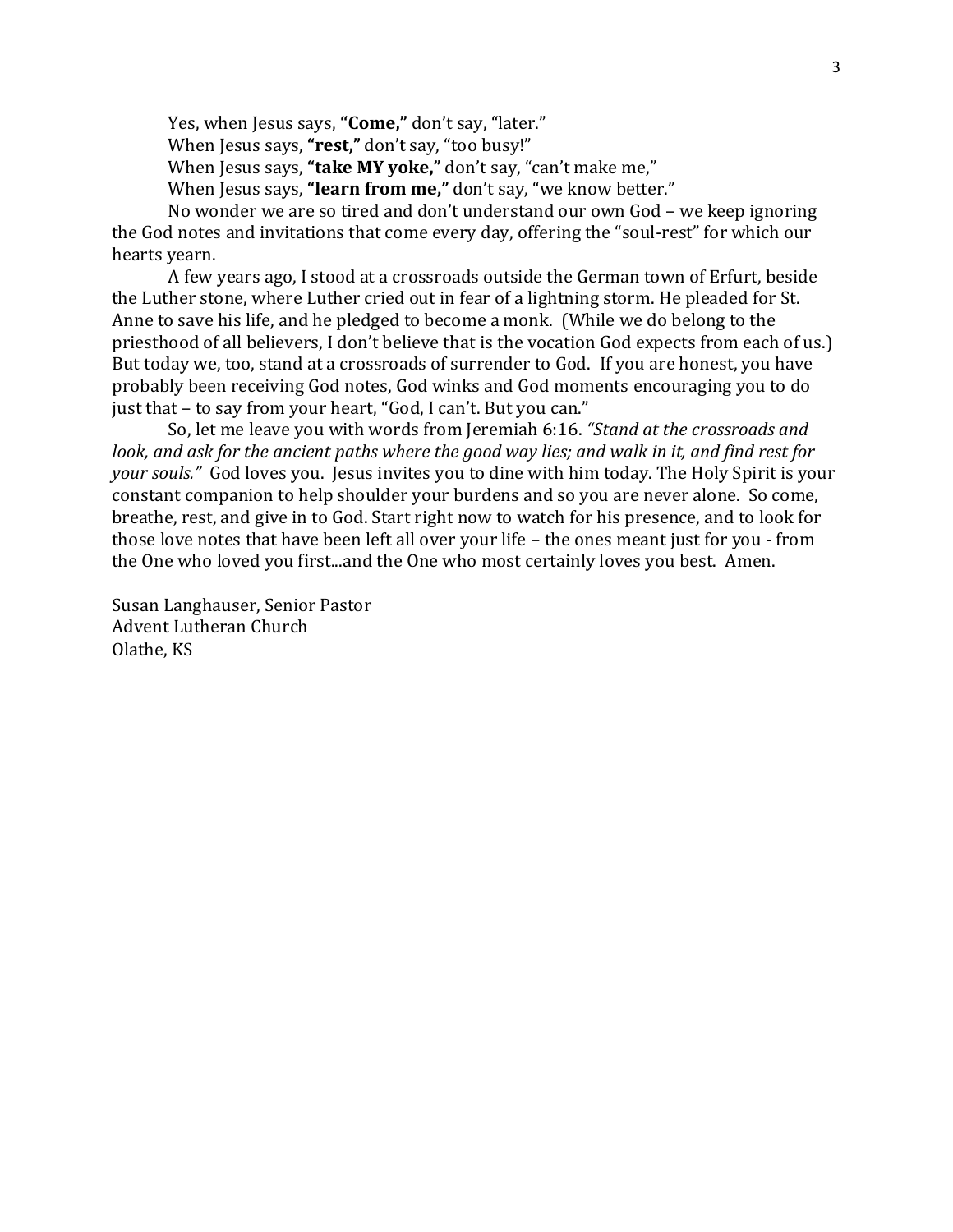Yes, when Jesus says, **"Come,"** don't say, "later."
When Jesus says, **"rest,"** don't say, "too busy!"
When Jesus says, **"take MY yoke,"** don't say, "can't make me,"
When Jesus says, **"learn from me,"** don't say, "we know better."

No wonder we are so tired and don't understand our own God – we keep ignoring the God notes and invitations that come every day, offering the "soul-rest" for which our hearts yearn.

A few years ago, I stood at a crossroads outside the German town of Erfurt, beside the Luther stone, where Luther cried out in fear of a lightning storm. He pleaded for St. Anne to save his life, and he pledged to become a monk. (While we do belong to the priesthood of all believers, I don't believe that is the vocation God expects from each of us.) But today we, too, stand at a crossroads of surrender to God. If you are honest, you have probably been receiving God notes, God winks and God moments encouraging you to do just that – to say from your heart, "God, I can't. But you can."

So, let me leave you with words from Jeremiah 6:16. *"Stand at the crossroads and look, and ask for the ancient paths where the good way lies; and walk in it, and find rest for your souls."* God loves you. Jesus invites you to dine with him today. The Holy Spirit is your constant companion to help shoulder your burdens and so you are never alone. So come, breathe, rest, and give in to God. Start right now to watch for his presence, and to look for those love notes that have been left all over your life – the ones meant just for you - from the One who loved you first...and the One who most certainly loves you best. Amen.

Susan Langhauser, Senior Pastor
Advent Lutheran Church
Olathe, KS